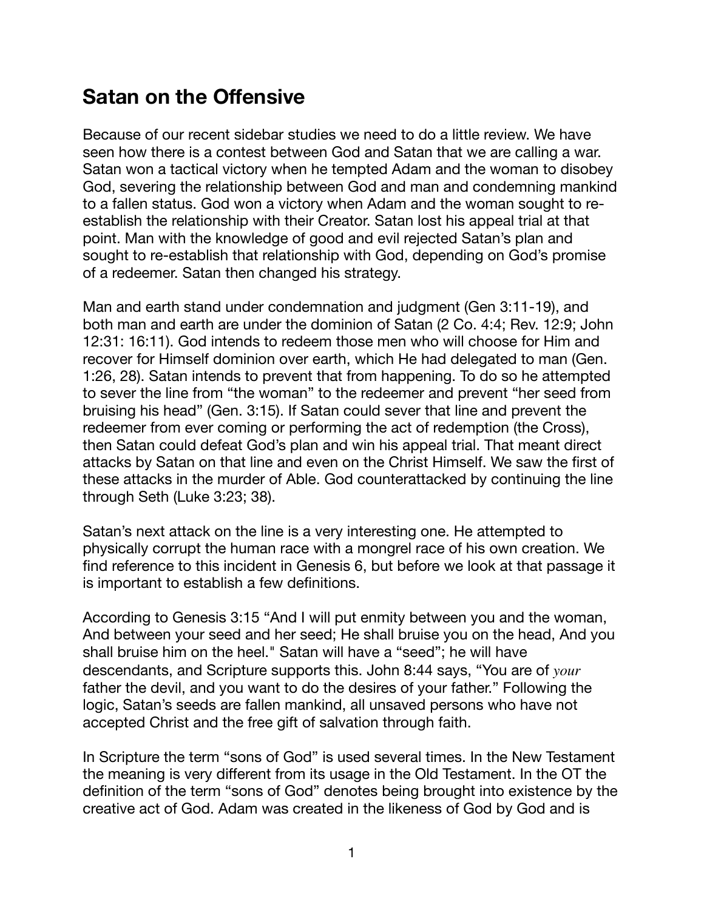## Satan on the Offensive

Because of our recent sidebar studies we need to do a little review. We have seen how there is a contest between God and Satan that we are calling a war. Satan won a tactical victory when he tempted Adam and the woman to disobey God, severing the relationship between God and man and condemning mankind to a fallen status. God won a victory when Adam and the woman sought to re-establish the relationship with their Creator. Satan lost his appeal trial at that point. Man with the knowledge of good and evil rejected Satan's plan and sought to re-establish that relationship with God, depending on God's promise of a redeemer. Satan then changed his strategy.

Man and earth stand under condemnation and judgment (Gen 3:11-19), and both man and earth are under the dominion of Satan (2 Co. 4:4; Rev. 12:9; John 12:31: 16:11). God intends to redeem those men who will choose for Him and recover for Himself dominion over earth, which He had delegated to man (Gen. 1:26, 28). Satan intends to prevent that from happening. To do so he attempted to sever the line from "the woman" to the redeemer and prevent "her seed from bruising his head" (Gen. 3:15). If Satan could sever that line and prevent the redeemer from ever coming or performing the act of redemption (the Cross), then Satan could defeat God's plan and win his appeal trial. That meant direct attacks by Satan on that line and even on the Christ Himself. We saw the first of these attacks in the murder of Able. God counterattacked by continuing the line through Seth (Luke 3:23; 38).

Satan's next attack on the line is a very interesting one. He attempted to physically corrupt the human race with a mongrel race of his own creation. We find reference to this incident in Genesis 6, but before we look at that passage it is important to establish a few definitions.

According to Genesis 3:15 "And I will put enmity between you and the woman, And between your seed and her seed; He shall bruise you on the head, And you shall bruise him on the heel." Satan will have a "seed"; he will have descendants, and Scripture supports this. John 8:44 says, "You are of *your* father the devil, and you want to do the desires of your father." Following the logic, Satan's seeds are fallen mankind, all unsaved persons who have not accepted Christ and the free gift of salvation through faith.

In Scripture the term "sons of God" is used several times. In the New Testament the meaning is very different from its usage in the Old Testament. In the OT the definition of the term "sons of God" denotes being brought into existence by the creative act of God. Adam was created in the likeness of God by God and is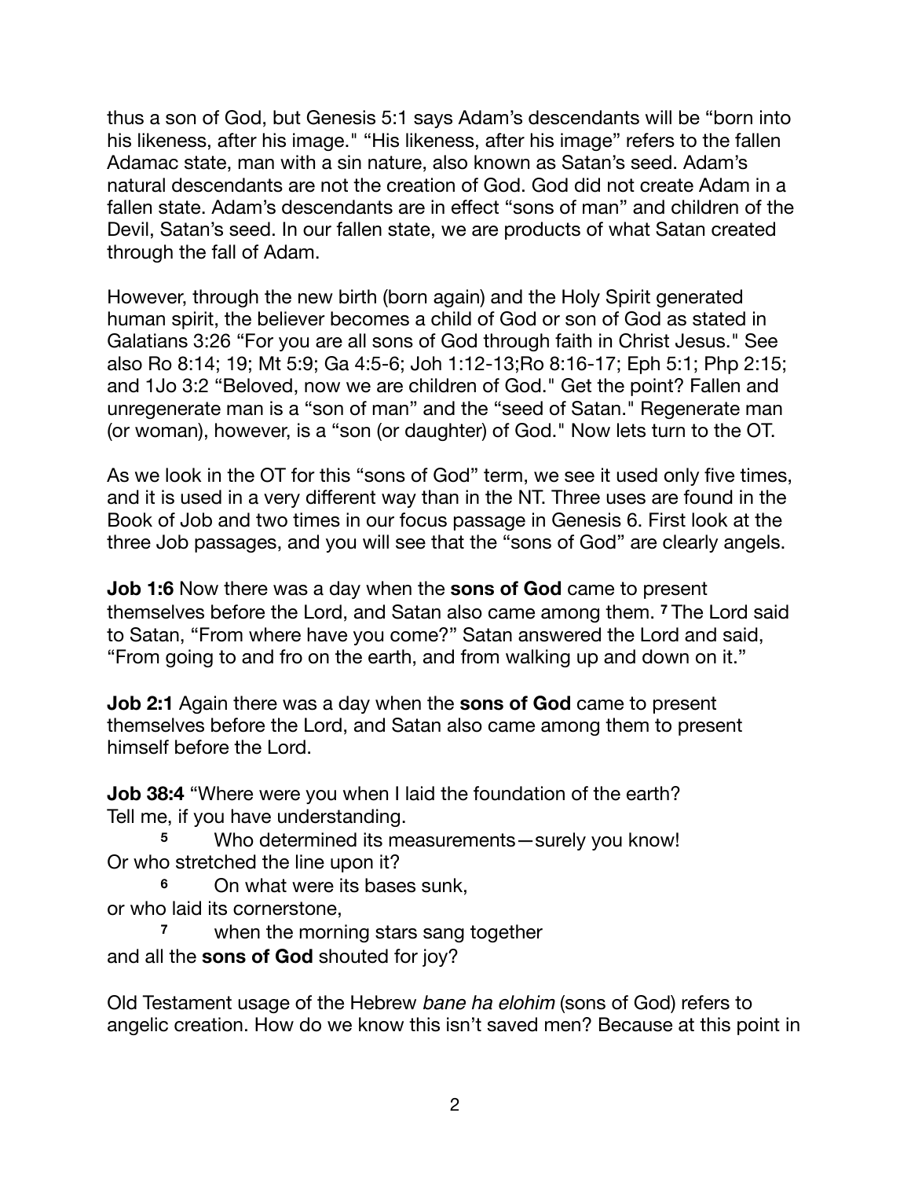thus a son of God, but Genesis 5:1 says Adam's descendants will be "born into his likeness, after his image." "His likeness, after his image" refers to the fallen Adamac state, man with a sin nature, also known as Satan's seed. Adam's natural descendants are not the creation of God. God did not create Adam in a fallen state. Adam's descendants are in effect "sons of man" and children of the Devil, Satan's seed. In our fallen state, we are products of what Satan created through the fall of Adam.

However, through the new birth (born again) and the Holy Spirit generated human spirit, the believer becomes a child of God or son of God as stated in Galatians 3:26 "For you are all sons of God through faith in Christ Jesus." See also Ro 8:14; 19; Mt 5:9; Ga 4:5-6; Joh 1:12-13;Ro 8:16-17; Eph 5:1; Php 2:15; and 1Jo 3:2 "Beloved, now we are children of God." Get the point? Fallen and unregenerate man is a "son of man" and the "seed of Satan." Regenerate man (or woman), however, is a "son (or daughter) of God." Now lets turn to the OT.

As we look in the OT for this "sons of God" term, we see it used only five times, and it is used in a very different way than in the NT. Three uses are found in the Book of Job and two times in our focus passage in Genesis 6. First look at the three Job passages, and you will see that the "sons of God" are clearly angels.

**Job 1:6** Now there was a day when the **sons of God** came to present themselves before the Lord, and Satan also came among them. **7** The Lord said to Satan, "From where have you come?" Satan answered the Lord and said, "From going to and fro on the earth, and from walking up and down on it."

**Job 2:1** Again there was a day when the **sons of God** came to present themselves before the Lord, and Satan also came among them to present himself before the Lord.

**Job 38:4** "Where were you when I laid the foundation of the earth?
Tell me, if you have understanding.
**5** Who determined its measurements—surely you know!
Or who stretched the line upon it?
**6** On what were its bases sunk,
or who laid its cornerstone,
**7** when the morning stars sang together
and all the **sons of God** shouted for joy?

Old Testament usage of the Hebrew *bane ha elohim* (sons of God) refers to angelic creation. How do we know this isn't saved men? Because at this point in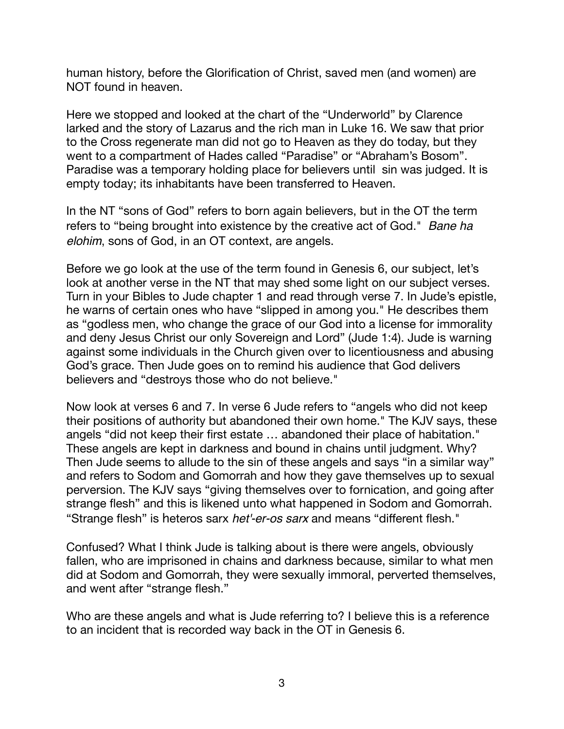human history, before the Glorification of Christ, saved men (and women) are NOT found in heaven.

Here we stopped and looked at the chart of the "Underworld" by Clarence larked and the story of Lazarus and the rich man in Luke 16. We saw that prior to the Cross regenerate man did not go to Heaven as they do today, but they went to a compartment of Hades called "Paradise" or "Abraham's Bosom". Paradise was a temporary holding place for believers until sin was judged. It is empty today; its inhabitants have been transferred to Heaven.

In the NT "sons of God" refers to born again believers, but in the OT the term refers to "being brought into existence by the creative act of God." *Bane ha elohim*, sons of God, in an OT context, are angels.

Before we go look at the use of the term found in Genesis 6, our subject, let's look at another verse in the NT that may shed some light on our subject verses. Turn in your Bibles to Jude chapter 1 and read through verse 7. In Jude's epistle, he warns of certain ones who have "slipped in among you." He describes them as "godless men, who change the grace of our God into a license for immorality and deny Jesus Christ our only Sovereign and Lord" (Jude 1:4). Jude is warning against some individuals in the Church given over to licentiousness and abusing God's grace. Then Jude goes on to remind his audience that God delivers believers and "destroys those who do not believe."

Now look at verses 6 and 7. In verse 6 Jude refers to "angels who did not keep their positions of authority but abandoned their own home." The KJV says, these angels "did not keep their first estate … abandoned their place of habitation." These angels are kept in darkness and bound in chains until judgment. Why? Then Jude seems to allude to the sin of these angels and says "in a similar way" and refers to Sodom and Gomorrah and how they gave themselves up to sexual perversion. The KJV says "giving themselves over to fornication, and going after strange flesh" and this is likened unto what happened in Sodom and Gomorrah. "Strange flesh" is heteros sarx *het'-er-os sarx* and means "different flesh."

Confused? What I think Jude is talking about is there were angels, obviously fallen, who are imprisoned in chains and darkness because, similar to what men did at Sodom and Gomorrah, they were sexually immoral, perverted themselves, and went after "strange flesh."

Who are these angels and what is Jude referring to? I believe this is a reference to an incident that is recorded way back in the OT in Genesis 6.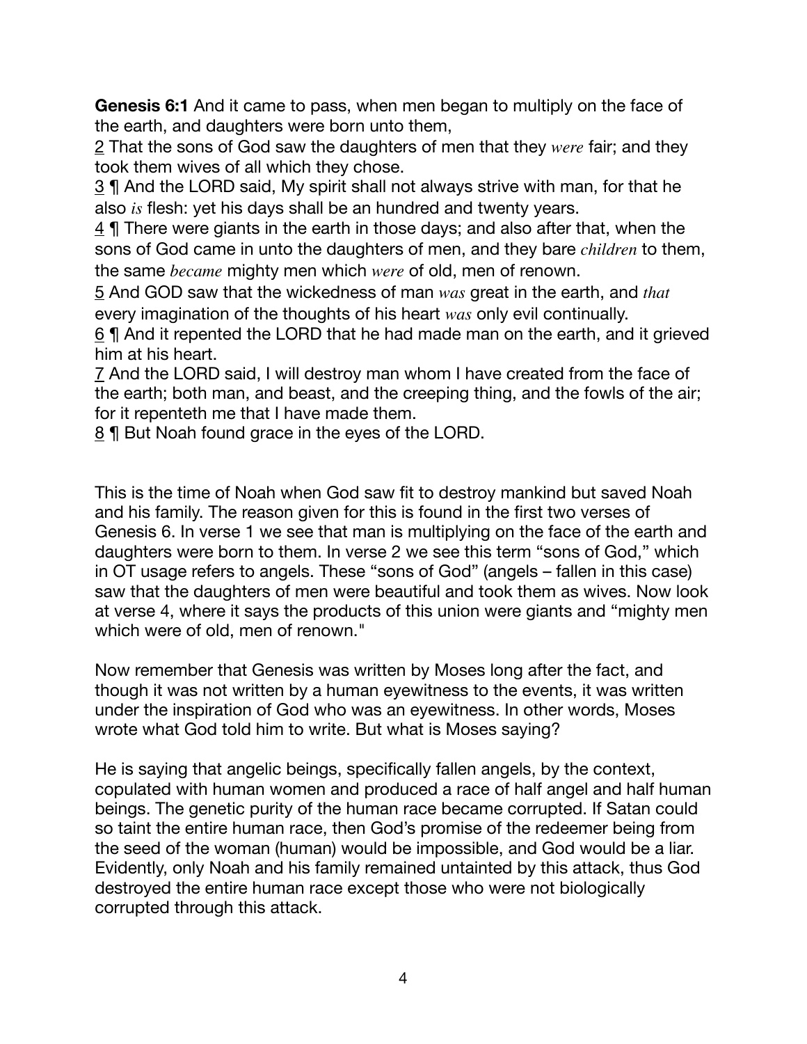**Genesis 6:1** And it came to pass, when men began to multiply on the face of the earth, and daughters were born unto them,

2 That the sons of God saw the daughters of men that they *were* fair; and they took them wives of all which they chose.

3 ¶ And the LORD said, My spirit shall not always strive with man, for that he also *is* flesh: yet his days shall be an hundred and twenty years.

4 ¶ There were giants in the earth in those days; and also after that, when the sons of God came in unto the daughters of men, and they bare *children* to them, the same *became* mighty men which *were* of old, men of renown.

5 And GOD saw that the wickedness of man *was* great in the earth, and *that* every imagination of the thoughts of his heart *was* only evil continually.

6 ¶ And it repented the LORD that he had made man on the earth, and it grieved him at his heart.

7 And the LORD said, I will destroy man whom I have created from the face of the earth; both man, and beast, and the creeping thing, and the fowls of the air; for it repenteth me that I have made them.

8 ¶ But Noah found grace in the eyes of the LORD.

This is the time of Noah when God saw fit to destroy mankind but saved Noah and his family. The reason given for this is found in the first two verses of Genesis 6. In verse 1 we see that man is multiplying on the face of the earth and daughters were born to them. In verse 2 we see this term "sons of God," which in OT usage refers to angels. These "sons of God" (angels – fallen in this case) saw that the daughters of men were beautiful and took them as wives. Now look at verse 4, where it says the products of this union were giants and "mighty men which were of old, men of renown."

Now remember that Genesis was written by Moses long after the fact, and though it was not written by a human eyewitness to the events, it was written under the inspiration of God who was an eyewitness. In other words, Moses wrote what God told him to write. But what is Moses saying?

He is saying that angelic beings, specifically fallen angels, by the context, copulated with human women and produced a race of half angel and half human beings. The genetic purity of the human race became corrupted. If Satan could so taint the entire human race, then God's promise of the redeemer being from the seed of the woman (human) would be impossible, and God would be a liar. Evidently, only Noah and his family remained untainted by this attack, thus God destroyed the entire human race except those who were not biologically corrupted through this attack.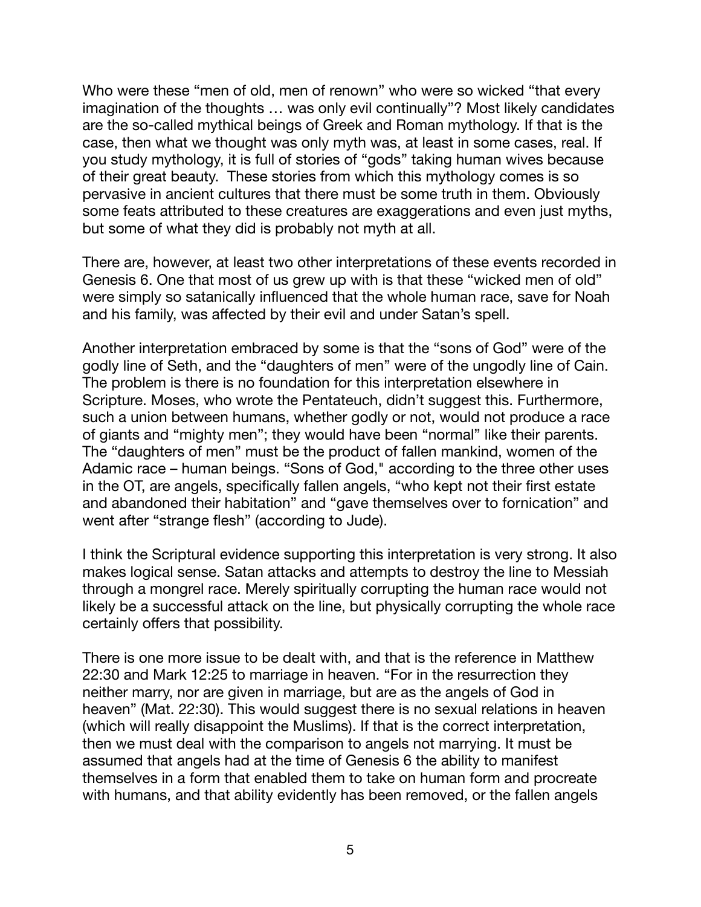Who were these “men of old, men of renown” who were so wicked “that every imagination of the thoughts … was only evil continually”? Most likely candidates are the so-called mythical beings of Greek and Roman mythology. If that is the case, then what we thought was only myth was, at least in some cases, real. If you study mythology, it is full of stories of “gods” taking human wives because of their great beauty. These stories from which this mythology comes is so pervasive in ancient cultures that there must be some truth in them. Obviously some feats attributed to these creatures are exaggerations and even just myths, but some of what they did is probably not myth at all.

There are, however, at least two other interpretations of these events recorded in Genesis 6. One that most of us grew up with is that these “wicked men of old” were simply so satanically influenced that the whole human race, save for Noah and his family, was affected by their evil and under Satan’s spell.

Another interpretation embraced by some is that the “sons of God” were of the godly line of Seth, and the “daughters of men” were of the ungodly line of Cain. The problem is there is no foundation for this interpretation elsewhere in Scripture. Moses, who wrote the Pentateuch, didn’t suggest this. Furthermore, such a union between humans, whether godly or not, would not produce a race of giants and “mighty men”; they would have been “normal” like their parents. The “daughters of men” must be the product of fallen mankind, women of the Adamic race – human beings. “Sons of God," according to the three other uses in the OT, are angels, specifically fallen angels, “who kept not their first estate and abandoned their habitation” and “gave themselves over to fornication” and went after “strange flesh” (according to Jude).

I think the Scriptural evidence supporting this interpretation is very strong. It also makes logical sense. Satan attacks and attempts to destroy the line to Messiah through a mongrel race. Merely spiritually corrupting the human race would not likely be a successful attack on the line, but physically corrupting the whole race certainly offers that possibility.

There is one more issue to be dealt with, and that is the reference in Matthew 22:30 and Mark 12:25 to marriage in heaven. “For in the resurrection they neither marry, nor are given in marriage, but are as the angels of God in heaven” (Mat. 22:30). This would suggest there is no sexual relations in heaven (which will really disappoint the Muslims). If that is the correct interpretation, then we must deal with the comparison to angels not marrying. It must be assumed that angels had at the time of Genesis 6 the ability to manifest themselves in a form that enabled them to take on human form and procreate with humans, and that ability evidently has been removed, or the fallen angels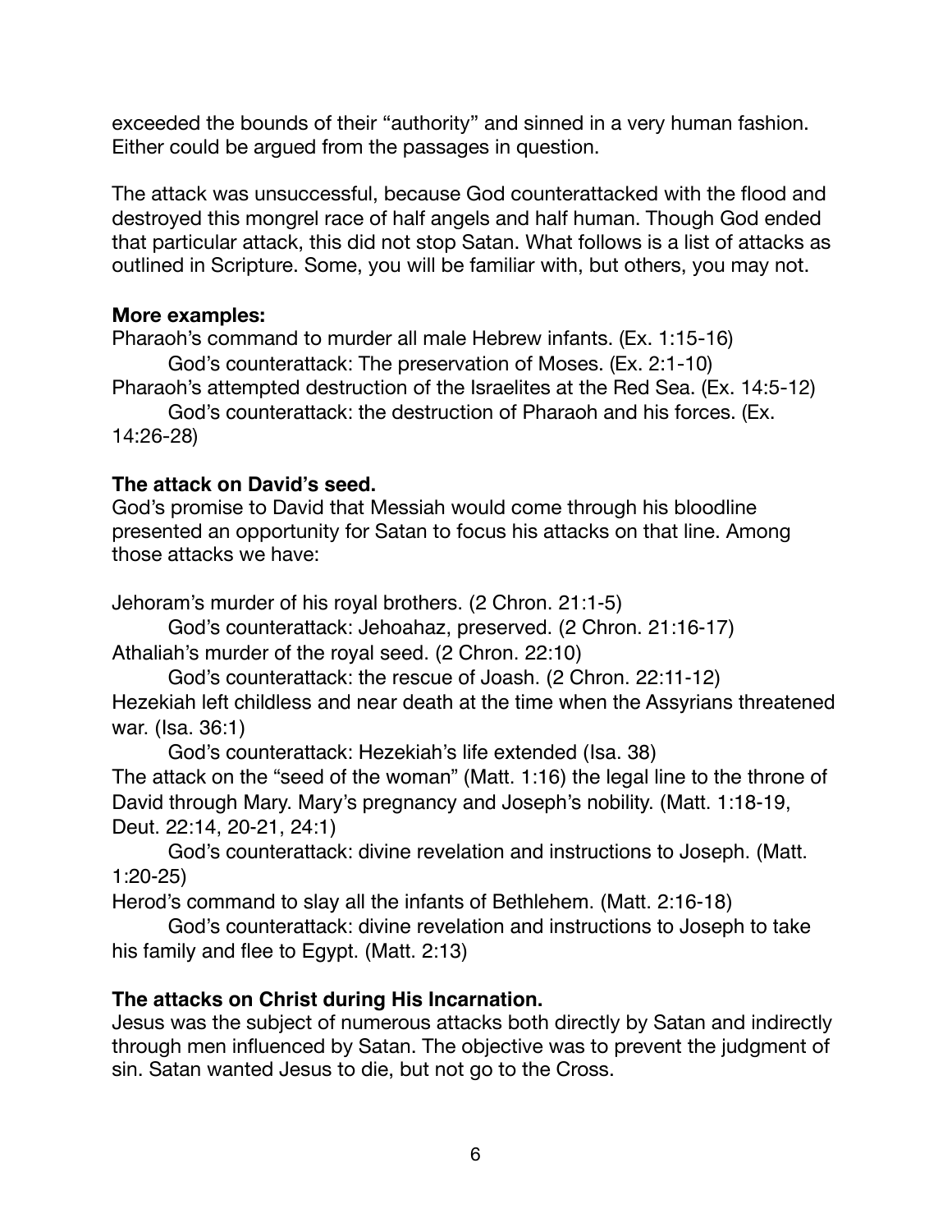exceeded the bounds of their "authority" and sinned in a very human fashion. Either could be argued from the passages in question.

The attack was unsuccessful, because God counterattacked with the flood and destroyed this mongrel race of half angels and half human. Though God ended that particular attack, this did not stop Satan. What follows is a list of attacks as outlined in Scripture. Some, you will be familiar with, but others, you may not.

**More examples:**

Pharaoh's command to murder all male Hebrew infants. (Ex. 1:15-16)

God's counterattack: The preservation of Moses. (Ex. 2:1-10)

Pharaoh's attempted destruction of the Israelites at the Red Sea. (Ex. 14:5-12)

God's counterattack: the destruction of Pharaoh and his forces. (Ex. 14:26-28)

**The attack on David's seed.**

God's promise to David that Messiah would come through his bloodline presented an opportunity for Satan to focus his attacks on that line. Among those attacks we have:

Jehoram's murder of his royal brothers. (2 Chron. 21:1-5)

God's counterattack: Jehoahaz, preserved. (2 Chron. 21:16-17)

Athaliah's murder of the royal seed. (2 Chron. 22:10)

God's counterattack: the rescue of Joash. (2 Chron. 22:11-12)

Hezekiah left childless and near death at the time when the Assyrians threatened war. (Isa. 36:1)

God's counterattack: Hezekiah's life extended (Isa. 38)

The attack on the "seed of the woman" (Matt. 1:16) the legal line to the throne of David through Mary. Mary's pregnancy and Joseph's nobility. (Matt. 1:18-19, Deut. 22:14, 20-21, 24:1)

God's counterattack: divine revelation and instructions to Joseph. (Matt. 1:20-25)

Herod's command to slay all the infants of Bethlehem. (Matt. 2:16-18)

God's counterattack: divine revelation and instructions to Joseph to take his family and flee to Egypt. (Matt. 2:13)

**The attacks on Christ during His Incarnation.**

Jesus was the subject of numerous attacks both directly by Satan and indirectly through men influenced by Satan. The objective was to prevent the judgment of sin. Satan wanted Jesus to die, but not go to the Cross.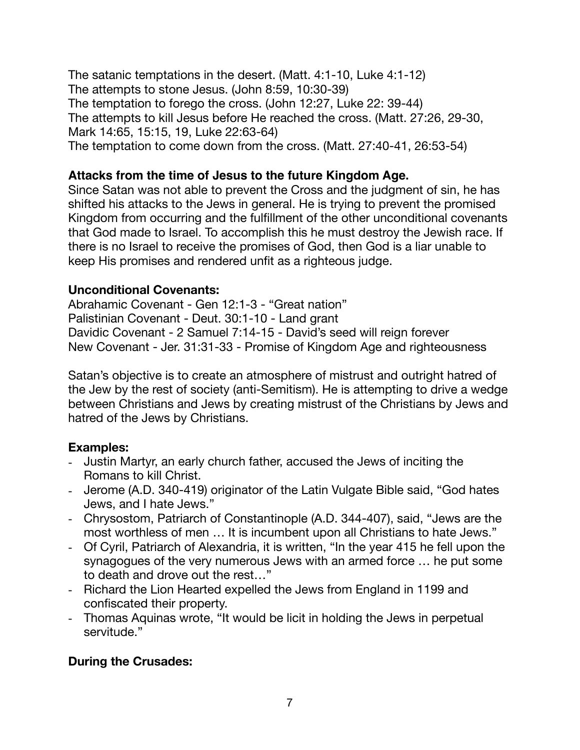The satanic temptations in the desert. (Matt. 4:1-10, Luke 4:1-12)
The attempts to stone Jesus. (John 8:59, 10:30-39)
The temptation to forego the cross. (John 12:27, Luke 22: 39-44)
The attempts to kill Jesus before He reached the cross. (Matt. 27:26, 29-30, Mark 14:65, 15:15, 19, Luke 22:63-64)
The temptation to come down from the cross. (Matt. 27:40-41, 26:53-54)

**Attacks from the time of Jesus to the future Kingdom Age.**
Since Satan was not able to prevent the Cross and the judgment of sin, he has shifted his attacks to the Jews in general. He is trying to prevent the promised Kingdom from occurring and the fulfillment of the other unconditional covenants that God made to Israel. To accomplish this he must destroy the Jewish race. If there is no Israel to receive the promises of God, then God is a liar unable to keep His promises and rendered unfit as a righteous judge.

**Unconditional Covenants:**
Abrahamic Covenant - Gen 12:1-3 - "Great nation"
Palistinian Covenant - Deut. 30:1-10 - Land grant
Davidic Covenant - 2 Samuel 7:14-15 - David's seed will reign forever
New Covenant - Jer. 31:31-33 - Promise of Kingdom Age and righteousness

Satan's objective is to create an atmosphere of mistrust and outright hatred of the Jew by the rest of society (anti-Semitism). He is attempting to drive a wedge between Christians and Jews by creating mistrust of the Christians by Jews and hatred of the Jews by Christians.

**Examples:**
- Justin Martyr, an early church father, accused the Jews of inciting the Romans to kill Christ.
- Jerome (A.D. 340-419) originator of the Latin Vulgate Bible said, "God hates Jews, and I hate Jews."
- Chrysostom, Patriarch of Constantinople (A.D. 344-407), said, "Jews are the most worthless of men … It is incumbent upon all Christians to hate Jews."
- Of Cyril, Patriarch of Alexandria, it is written, "In the year 415 he fell upon the synagogues of the very numerous Jews with an armed force … he put some to death and drove out the rest…"
- Richard the Lion Hearted expelled the Jews from England in 1199 and confiscated their property.
- Thomas Aquinas wrote, "It would be licit in holding the Jews in perpetual servitude."

**During the Crusades:**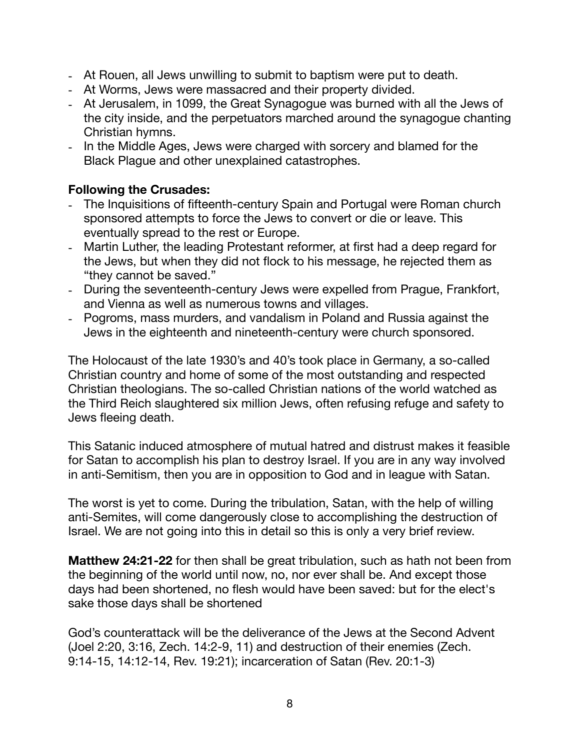- At Rouen, all Jews unwilling to submit to baptism were put to death.
- At Worms, Jews were massacred and their property divided.
- At Jerusalem, in 1099, the Great Synagogue was burned with all the Jews of the city inside, and the perpetuators marched around the synagogue chanting Christian hymns.
- In the Middle Ages, Jews were charged with sorcery and blamed for the Black Plague and other unexplained catastrophes.

**Following the Crusades:**

- The Inquisitions of fifteenth-century Spain and Portugal were Roman church sponsored attempts to force the Jews to convert or die or leave. This eventually spread to the rest or Europe.
- Martin Luther, the leading Protestant reformer, at first had a deep regard for the Jews, but when they did not flock to his message, he rejected them as "they cannot be saved."
- During the seventeenth-century Jews were expelled from Prague, Frankfort, and Vienna as well as numerous towns and villages.
- Pogroms, mass murders, and vandalism in Poland and Russia against the Jews in the eighteenth and nineteenth-century were church sponsored.

The Holocaust of the late 1930's and 40's took place in Germany, a so-called Christian country and home of some of the most outstanding and respected Christian theologians. The so-called Christian nations of the world watched as the Third Reich slaughtered six million Jews, often refusing refuge and safety to Jews fleeing death.

This Satanic induced atmosphere of mutual hatred and distrust makes it feasible for Satan to accomplish his plan to destroy Israel. If you are in any way involved in anti-Semitism, then you are in opposition to God and in league with Satan.

The worst is yet to come. During the tribulation, Satan, with the help of willing anti-Semites, will come dangerously close to accomplishing the destruction of Israel. We are not going into this in detail so this is only a very brief review.

**Matthew 24:21-22** for then shall be great tribulation, such as hath not been from the beginning of the world until now, no, nor ever shall be. And except those days had been shortened, no flesh would have been saved: but for the elect's sake those days shall be shortened

God's counterattack will be the deliverance of the Jews at the Second Advent (Joel 2:20, 3:16, Zech. 14:2-9, 11) and destruction of their enemies (Zech. 9:14-15, 14:12-14, Rev. 19:21); incarceration of Satan (Rev. 20:1-3)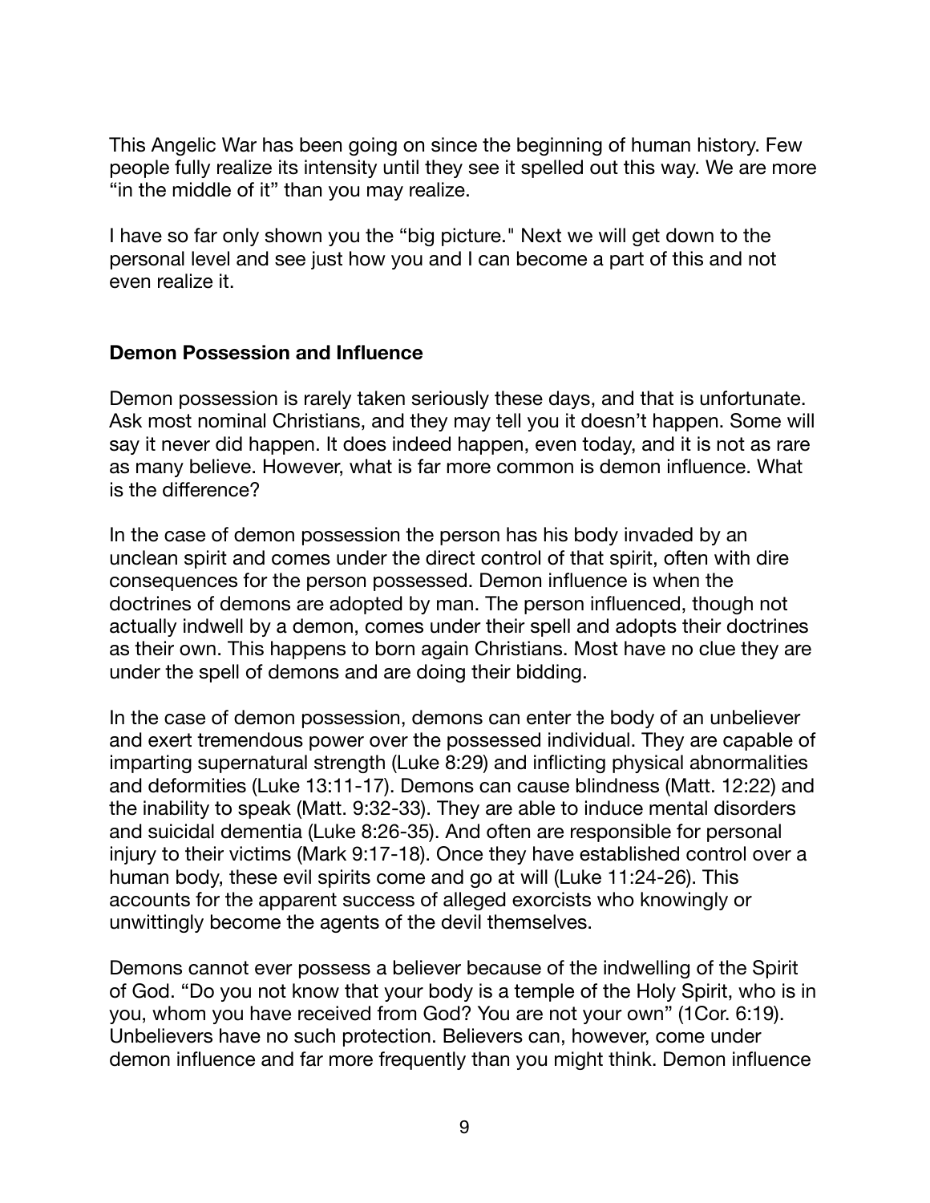This Angelic War has been going on since the beginning of human history. Few people fully realize its intensity until they see it spelled out this way. We are more "in the middle of it" than you may realize.

I have so far only shown you the "big picture." Next we will get down to the personal level and see just how you and I can become a part of this and not even realize it.

**Demon Possession and Influence**

Demon possession is rarely taken seriously these days, and that is unfortunate. Ask most nominal Christians, and they may tell you it doesn't happen. Some will say it never did happen. It does indeed happen, even today, and it is not as rare as many believe. However, what is far more common is demon influence. What is the difference?

In the case of demon possession the person has his body invaded by an unclean spirit and comes under the direct control of that spirit, often with dire consequences for the person possessed. Demon influence is when the doctrines of demons are adopted by man. The person influenced, though not actually indwell by a demon, comes under their spell and adopts their doctrines as their own. This happens to born again Christians. Most have no clue they are under the spell of demons and are doing their bidding.

In the case of demon possession, demons can enter the body of an unbeliever and exert tremendous power over the possessed individual. They are capable of imparting supernatural strength (Luke 8:29) and inflicting physical abnormalities and deformities (Luke 13:11-17). Demons can cause blindness (Matt. 12:22) and the inability to speak (Matt. 9:32-33). They are able to induce mental disorders and suicidal dementia (Luke 8:26-35). And often are responsible for personal injury to their victims (Mark 9:17-18). Once they have established control over a human body, these evil spirits come and go at will (Luke 11:24-26). This accounts for the apparent success of alleged exorcists who knowingly or unwittingly become the agents of the devil themselves.

Demons cannot ever possess a believer because of the indwelling of the Spirit of God. "Do you not know that your body is a temple of the Holy Spirit, who is in you, whom you have received from God? You are not your own" (1Cor. 6:19). Unbelievers have no such protection. Believers can, however, come under demon influence and far more frequently than you might think. Demon influence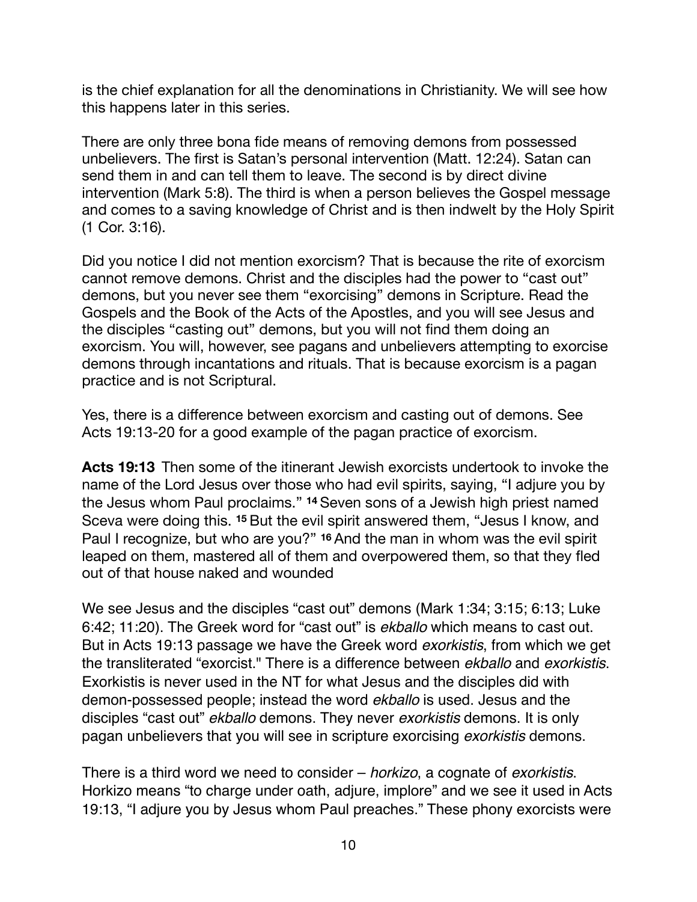is the chief explanation for all the denominations in Christianity. We will see how this happens later in this series.

There are only three bona fide means of removing demons from possessed unbelievers. The first is Satan's personal intervention (Matt. 12:24). Satan can send them in and can tell them to leave. The second is by direct divine intervention (Mark 5:8). The third is when a person believes the Gospel message and comes to a saving knowledge of Christ and is then indwelt by the Holy Spirit (1 Cor. 3:16).

Did you notice I did not mention exorcism? That is because the rite of exorcism cannot remove demons. Christ and the disciples had the power to "cast out" demons, but you never see them "exorcising" demons in Scripture. Read the Gospels and the Book of the Acts of the Apostles, and you will see Jesus and the disciples "casting out" demons, but you will not find them doing an exorcism. You will, however, see pagans and unbelievers attempting to exorcise demons through incantations and rituals. That is because exorcism is a pagan practice and is not Scriptural.

Yes, there is a difference between exorcism and casting out of demons. See Acts 19:13-20 for a good example of the pagan practice of exorcism.

**Acts 19:13** Then some of the itinerant Jewish exorcists undertook to invoke the name of the Lord Jesus over those who had evil spirits, saying, "I adjure you by the Jesus whom Paul proclaims." **14** Seven sons of a Jewish high priest named Sceva were doing this. **15** But the evil spirit answered them, "Jesus I know, and Paul I recognize, but who are you?" **16** And the man in whom was the evil spirit leaped on them, mastered all of them and overpowered them, so that they fled out of that house naked and wounded

We see Jesus and the disciples "cast out" demons (Mark 1:34; 3:15; 6:13; Luke 6:42; 11:20). The Greek word for "cast out" is *ekballo* which means to cast out. But in Acts 19:13 passage we have the Greek word *exorkistis*, from which we get the transliterated "exorcist." There is a difference between *ekballo* and *exorkistis*. Exorkistis is never used in the NT for what Jesus and the disciples did with demon-possessed people; instead the word *ekballo* is used. Jesus and the disciples "cast out" *ekballo* demons. They never *exorkistis* demons. It is only pagan unbelievers that you will see in scripture exorcising *exorkistis* demons.

There is a third word we need to consider – *horkizo*, a cognate of *exorkistis*. Horkizo means "to charge under oath, adjure, implore" and we see it used in Acts 19:13, "I adjure you by Jesus whom Paul preaches." These phony exorcists were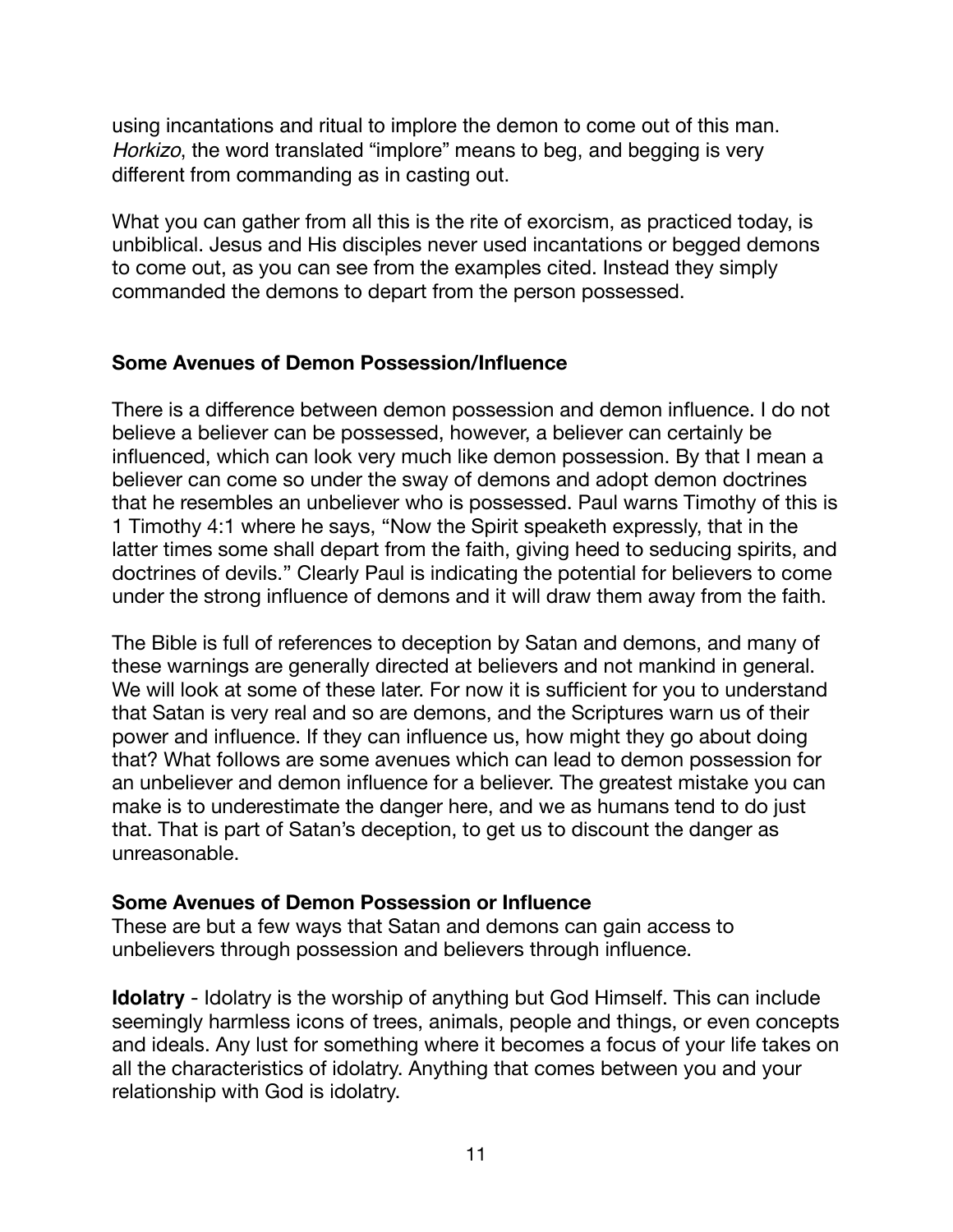using incantations and ritual to implore the demon to come out of this man. *Horkizo*, the word translated "implore" means to beg, and begging is very different from commanding as in casting out.

What you can gather from all this is the rite of exorcism, as practiced today, is unbiblical. Jesus and His disciples never used incantations or begged demons to come out, as you can see from the examples cited. Instead they simply commanded the demons to depart from the person possessed.

**Some Avenues of Demon Possession/Influence**

There is a difference between demon possession and demon influence. I do not believe a believer can be possessed, however, a believer can certainly be influenced, which can look very much like demon possession. By that I mean a believer can come so under the sway of demons and adopt demon doctrines that he resembles an unbeliever who is possessed. Paul warns Timothy of this is 1 Timothy 4:1 where he says, "Now the Spirit speaketh expressly, that in the latter times some shall depart from the faith, giving heed to seducing spirits, and doctrines of devils." Clearly Paul is indicating the potential for believers to come under the strong influence of demons and it will draw them away from the faith.

The Bible is full of references to deception by Satan and demons, and many of these warnings are generally directed at believers and not mankind in general. We will look at some of these later. For now it is sufficient for you to understand that Satan is very real and so are demons, and the Scriptures warn us of their power and influence. If they can influence us, how might they go about doing that? What follows are some avenues which can lead to demon possession for an unbeliever and demon influence for a believer. The greatest mistake you can make is to underestimate the danger here, and we as humans tend to do just that. That is part of Satan's deception, to get us to discount the danger as unreasonable.

**Some Avenues of Demon Possession or Influence**

These are but a few ways that Satan and demons can gain access to unbelievers through possession and believers through influence.

**Idolatry** - Idolatry is the worship of anything but God Himself. This can include seemingly harmless icons of trees, animals, people and things, or even concepts and ideals. Any lust for something where it becomes a focus of your life takes on all the characteristics of idolatry. Anything that comes between you and your relationship with God is idolatry.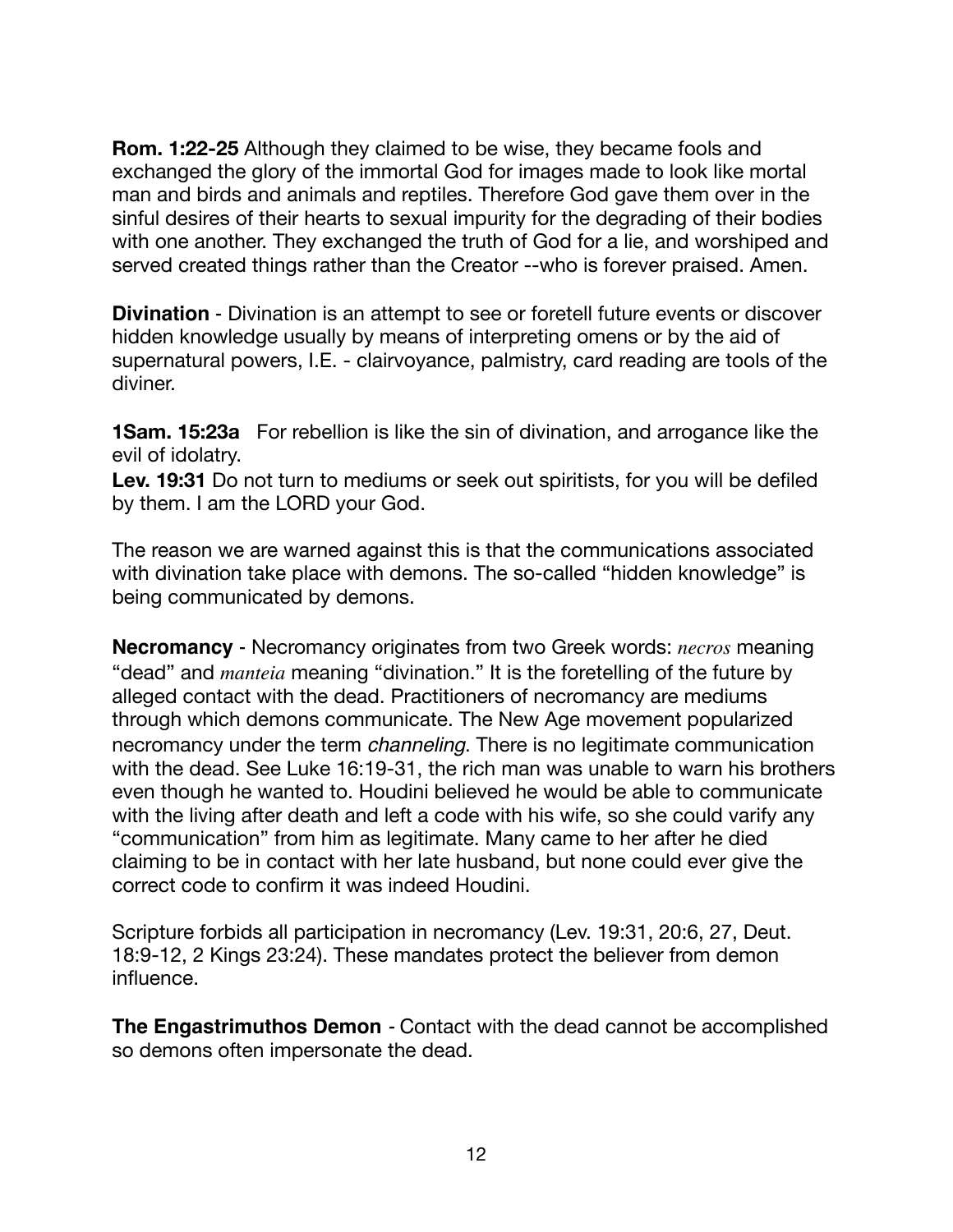**Rom. 1:22-25** Although they claimed to be wise, they became fools and exchanged the glory of the immortal God for images made to look like mortal man and birds and animals and reptiles. Therefore God gave them over in the sinful desires of their hearts to sexual impurity for the degrading of their bodies with one another. They exchanged the truth of God for a lie, and worshiped and served created things rather than the Creator --who is forever praised. Amen.

**Divination** - Divination is an attempt to see or foretell future events or discover hidden knowledge usually by means of interpreting omens or by the aid of supernatural powers, I.E. - clairvoyance, palmistry, card reading are tools of the diviner.

**1Sam. 15:23a** For rebellion is like the sin of divination, and arrogance like the evil of idolatry.
**Lev. 19:31** Do not turn to mediums or seek out spiritists, for you will be defiled by them. I am the LORD your God.

The reason we are warned against this is that the communications associated with divination take place with demons. The so-called "hidden knowledge" is being communicated by demons.

**Necromancy** - Necromancy originates from two Greek words: *necros* meaning "dead" and *manteia* meaning "divination." It is the foretelling of the future by alleged contact with the dead. Practitioners of necromancy are mediums through which demons communicate. The New Age movement popularized necromancy under the term *channeling*. There is no legitimate communication with the dead. See Luke 16:19-31, the rich man was unable to warn his brothers even though he wanted to. Houdini believed he would be able to communicate with the living after death and left a code with his wife, so she could varify any "communication" from him as legitimate. Many came to her after he died claiming to be in contact with her late husband, but none could ever give the correct code to confirm it was indeed Houdini.

Scripture forbids all participation in necromancy (Lev. 19:31, 20:6, 27, Deut. 18:9-12, 2 Kings 23:24). These mandates protect the believer from demon influence.

**The Engastrimuthos Demon** - Contact with the dead cannot be accomplished so demons often impersonate the dead.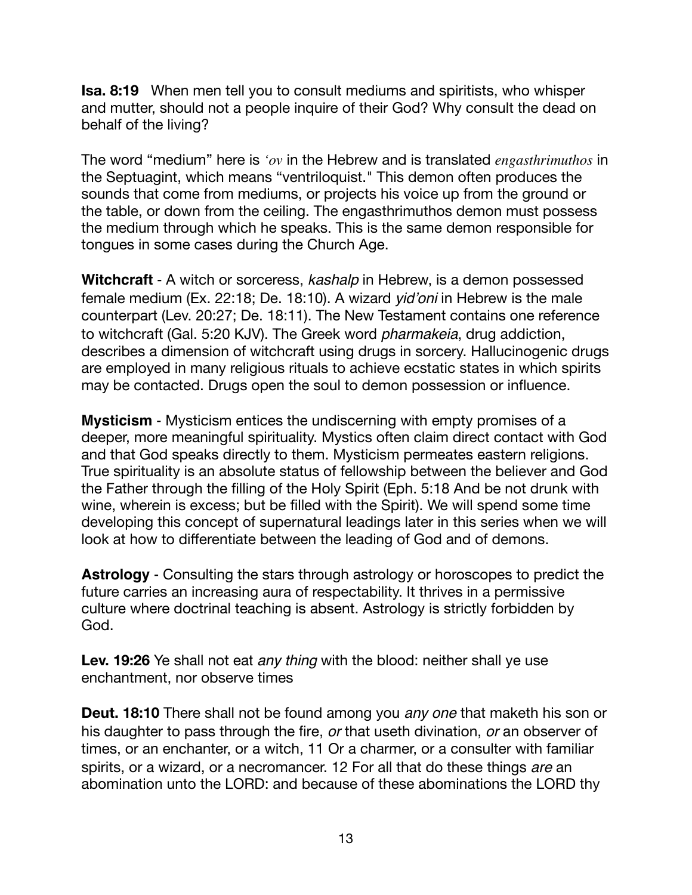**Isa. 8:19** When men tell you to consult mediums and spiritists, who whisper and mutter, should not a people inquire of their God? Why consult the dead on behalf of the living?

The word “medium” here is *‘ov* in the Hebrew and is translated *engasthrimuthos* in the Septuagint, which means “ventriloquist." This demon often produces the sounds that come from mediums, or projects his voice up from the ground or the table, or down from the ceiling. The engasthrimuthos demon must possess the medium through which he speaks. This is the same demon responsible for tongues in some cases during the Church Age.

**Witchcraft** - A witch or sorceress, *kashalp* in Hebrew, is a demon possessed female medium (Ex. 22:18; De. 18:10). A wizard *yid’oni* in Hebrew is the male counterpart (Lev. 20:27; De. 18:11). The New Testament contains one reference to witchcraft (Gal. 5:20 KJV). The Greek word *pharmakeia*, drug addiction, describes a dimension of witchcraft using drugs in sorcery. Hallucinogenic drugs are employed in many religious rituals to achieve ecstatic states in which spirits may be contacted. Drugs open the soul to demon possession or influence.

**Mysticism** - Mysticism entices the undiscerning with empty promises of a deeper, more meaningful spirituality. Mystics often claim direct contact with God and that God speaks directly to them. Mysticism permeates eastern religions. True spirituality is an absolute status of fellowship between the believer and God the Father through the filling of the Holy Spirit (Eph. 5:18 And be not drunk with wine, wherein is excess; but be filled with the Spirit). We will spend some time developing this concept of supernatural leadings later in this series when we will look at how to differentiate between the leading of God and of demons.

**Astrology** - Consulting the stars through astrology or horoscopes to predict the future carries an increasing aura of respectability. It thrives in a permissive culture where doctrinal teaching is absent. Astrology is strictly forbidden by God.

**Lev. 19:26** Ye shall not eat *any thing* with the blood: neither shall ye use enchantment, nor observe times

**Deut. 18:10** There shall not be found among you *any one* that maketh his son or his daughter to pass through the fire, *or* that useth divination, *or* an observer of times, or an enchanter, or a witch, 11 Or a charmer, or a consulter with familiar spirits, or a wizard, or a necromancer. 12 For all that do these things *are* an abomination unto the LORD: and because of these abominations the LORD thy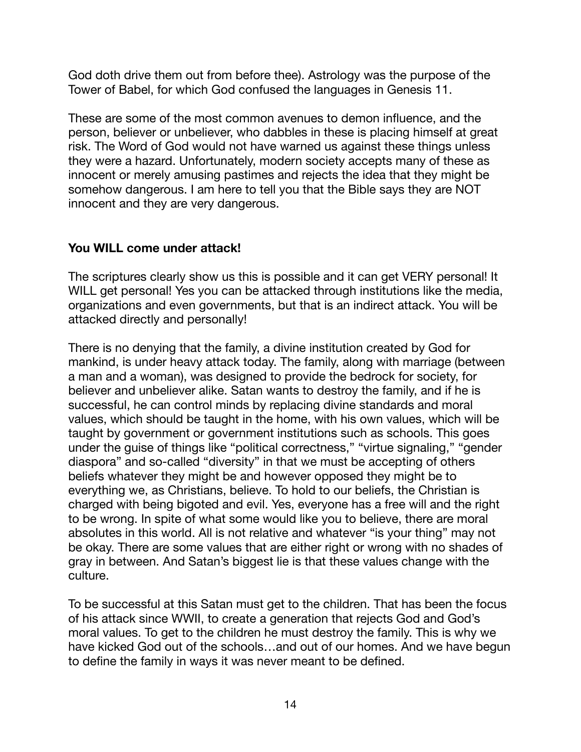God doth drive them out from before thee). Astrology was the purpose of the Tower of Babel, for which God confused the languages in Genesis 11.

These are some of the most common avenues to demon influence, and the person, believer or unbeliever, who dabbles in these is placing himself at great risk. The Word of God would not have warned us against these things unless they were a hazard. Unfortunately, modern society accepts many of these as innocent or merely amusing pastimes and rejects the idea that they might be somehow dangerous. I am here to tell you that the Bible says they are NOT innocent and they are very dangerous.

**You WILL come under attack!**

The scriptures clearly show us this is possible and it can get VERY personal! It WILL get personal! Yes you can be attacked through institutions like the media, organizations and even governments, but that is an indirect attack. You will be attacked directly and personally!

There is no denying that the family, a divine institution created by God for mankind, is under heavy attack today. The family, along with marriage (between a man and a woman), was designed to provide the bedrock for society, for believer and unbeliever alike. Satan wants to destroy the family, and if he is successful, he can control minds by replacing divine standards and moral values, which should be taught in the home, with his own values, which will be taught by government or government institutions such as schools. This goes under the guise of things like "political correctness," "virtue signaling," "gender diaspora" and so-called "diversity" in that we must be accepting of others beliefs whatever they might be and however opposed they might be to everything we, as Christians, believe. To hold to our beliefs, the Christian is charged with being bigoted and evil. Yes, everyone has a free will and the right to be wrong. In spite of what some would like you to believe, there are moral absolutes in this world. All is not relative and whatever "is your thing" may not be okay. There are some values that are either right or wrong with no shades of gray in between. And Satan's biggest lie is that these values change with the culture.

To be successful at this Satan must get to the children. That has been the focus of his attack since WWII, to create a generation that rejects God and God's moral values. To get to the children he must destroy the family. This is why we have kicked God out of the schools…and out of our homes. And we have begun to define the family in ways it was never meant to be defined.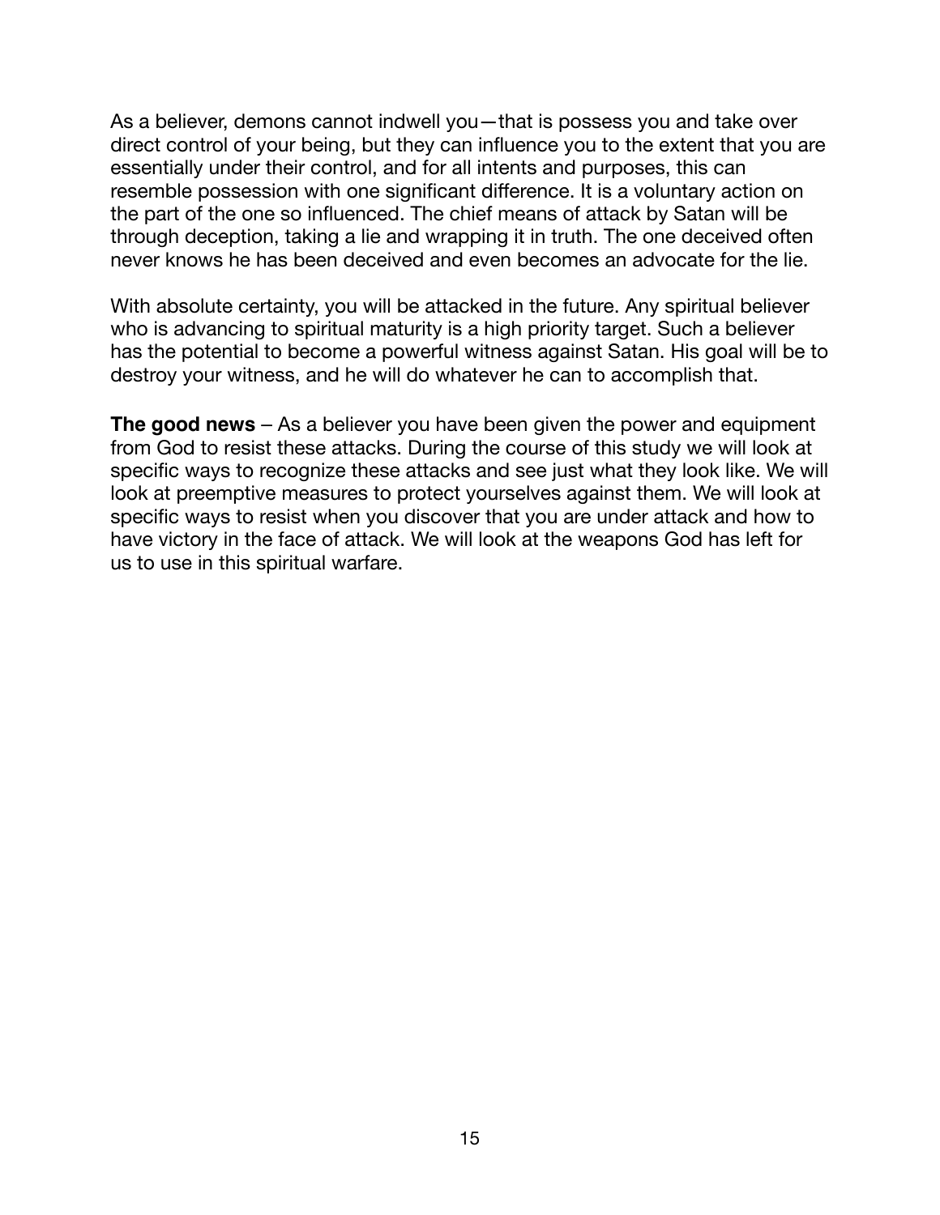As a believer, demons cannot indwell you—that is possess you and take over direct control of your being, but they can influence you to the extent that you are essentially under their control, and for all intents and purposes, this can resemble possession with one significant difference. It is a voluntary action on the part of the one so influenced. The chief means of attack by Satan will be through deception, taking a lie and wrapping it in truth. The one deceived often never knows he has been deceived and even becomes an advocate for the lie.

With absolute certainty, you will be attacked in the future. Any spiritual believer who is advancing to spiritual maturity is a high priority target. Such a believer has the potential to become a powerful witness against Satan. His goal will be to destroy your witness, and he will do whatever he can to accomplish that.

**The good news** – As a believer you have been given the power and equipment from God to resist these attacks. During the course of this study we will look at specific ways to recognize these attacks and see just what they look like. We will look at preemptive measures to protect yourselves against them. We will look at specific ways to resist when you discover that you are under attack and how to have victory in the face of attack. We will look at the weapons God has left for us to use in this spiritual warfare.